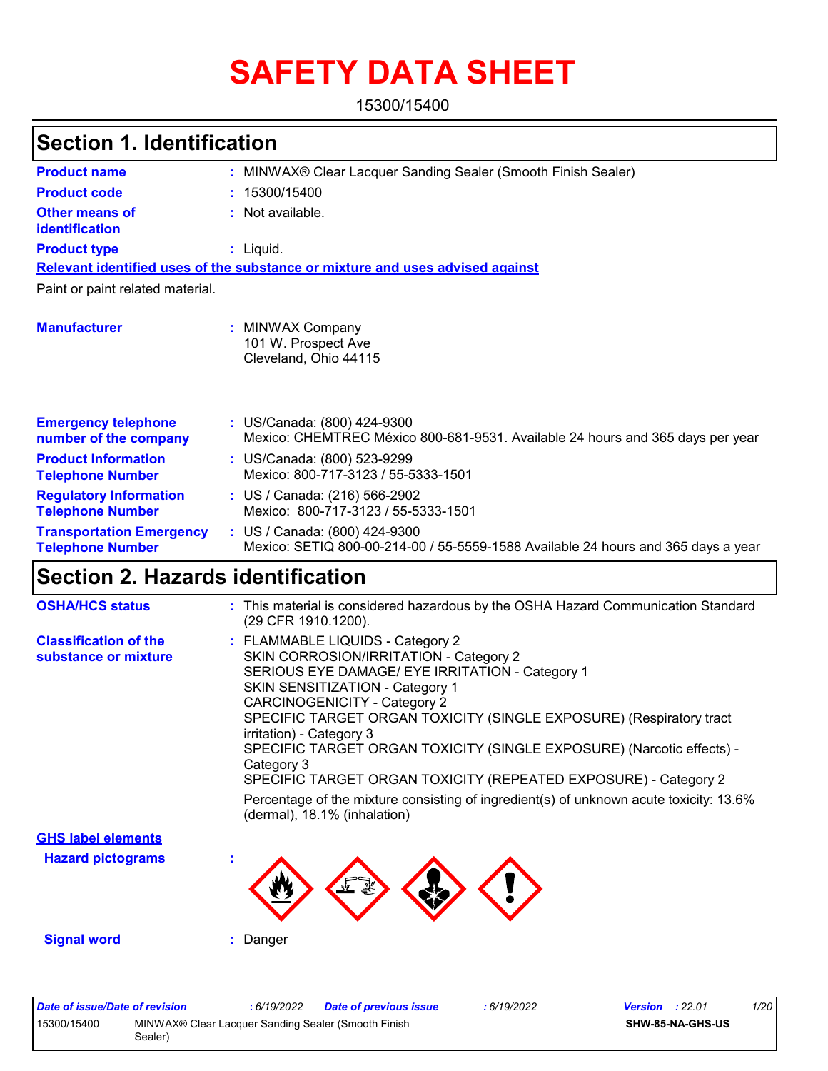# SAFETY DATA SHEET

15300/15400

## Section 1. Identification

**Product name** : MINWAX® Clear Lacquer Sanding Sealer (Smooth Finish Sealer)

**Product code** : 15300/15400

**Other means of identification** : Not available.

**Product type** : Liquid.

**Relevant identified uses of the substance or mixture and uses advised against**

Paint or paint related material.

**Manufacturer** : MINWAX Company
101 W. Prospect Ave
Cleveland, Ohio 44115

**Emergency telephone number of the company** : US/Canada: (800) 424-9300
Mexico: CHEMTREC México 800-681-9531. Available 24 hours and 365 days per year

**Product Information Telephone Number** : US/Canada: (800) 523-9299
Mexico: 800-717-3123 / 55-5333-1501

**Regulatory Information Telephone Number** : US / Canada: (216) 566-2902
Mexico: 800-717-3123 / 55-5333-1501

**Transportation Emergency Telephone Number** : US / Canada: (800) 424-9300
Mexico: SETIQ 800-00-214-00 / 55-5559-1588 Available 24 hours and 365 days a year

## Section 2. Hazards identification

**OSHA/HCS status** : This material is considered hazardous by the OSHA Hazard Communication Standard (29 CFR 1910.1200).

**Classification of the substance or mixture** : FLAMMABLE LIQUIDS - Category 2
SKIN CORROSION/IRRITATION - Category 2
SERIOUS EYE DAMAGE/ EYE IRRITATION - Category 1
SKIN SENSITIZATION - Category 1
CARCINOGENICITY - Category 2
SPECIFIC TARGET ORGAN TOXICITY (SINGLE EXPOSURE) (Respiratory tract irritation) - Category 3
SPECIFIC TARGET ORGAN TOXICITY (SINGLE EXPOSURE) (Narcotic effects) - Category 3
SPECIFIC TARGET ORGAN TOXICITY (REPEATED EXPOSURE) - Category 2

Percentage of the mixture consisting of ingredient(s) of unknown acute toxicity: 13.6% (dermal), 18.1% (inhalation)

**GHS label elements**

**Hazard pictograms** :

**Signal word** : Danger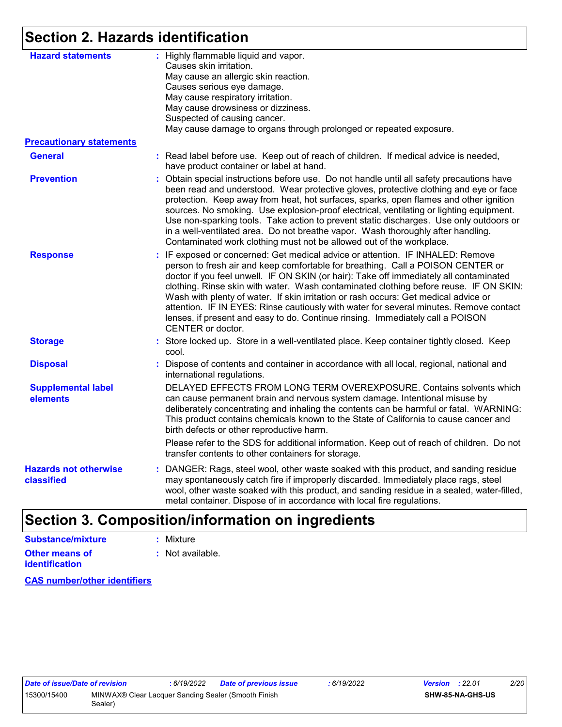## Section 2. Hazards identification

**Hazard statements** : Highly flammable liquid and vapor.
Causes skin irritation.
May cause an allergic skin reaction.
Causes serious eye damage.
May cause respiratory irritation.
May cause drowsiness or dizziness.
Suspected of causing cancer.
May cause damage to organs through prolonged or repeated exposure.

**Precautionary statements**

**General** : Read label before use. Keep out of reach of children. If medical advice is needed, have product container or label at hand.

**Prevention** : Obtain special instructions before use. Do not handle until all safety precautions have been read and understood. Wear protective gloves, protective clothing and eye or face protection. Keep away from heat, hot surfaces, sparks, open flames and other ignition sources. No smoking. Use explosion-proof electrical, ventilating or lighting equipment. Use non-sparking tools. Take action to prevent static discharges. Use only outdoors or in a well-ventilated area. Do not breathe vapor. Wash thoroughly after handling. Contaminated work clothing must not be allowed out of the workplace.

**Response** : IF exposed or concerned: Get medical advice or attention. IF INHALED: Remove person to fresh air and keep comfortable for breathing. Call a POISON CENTER or doctor if you feel unwell. IF ON SKIN (or hair): Take off immediately all contaminated clothing. Rinse skin with water. Wash contaminated clothing before reuse. IF ON SKIN: Wash with plenty of water. If skin irritation or rash occurs: Get medical advice or attention. IF IN EYES: Rinse cautiously with water for several minutes. Remove contact lenses, if present and easy to do. Continue rinsing. Immediately call a POISON CENTER or doctor.

**Storage** : Store locked up. Store in a well-ventilated place. Keep container tightly closed. Keep cool.

**Disposal** : Dispose of contents and container in accordance with all local, regional, national and international regulations.

**Supplemental label elements**

DELAYED EFFECTS FROM LONG TERM OVEREXPOSURE. Contains solvents which can cause permanent brain and nervous system damage. Intentional misuse by deliberately concentrating and inhaling the contents can be harmful or fatal. WARNING: This product contains chemicals known to the State of California to cause cancer and birth defects or other reproductive harm.

Please refer to the SDS for additional information. Keep out of reach of children. Do not transfer contents to other containers for storage.

**Hazards not otherwise classified** : DANGER: Rags, steel wool, other waste soaked with this product, and sanding residue may spontaneously catch fire if improperly discarded. Immediately place rags, steel wool, other waste soaked with this product, and sanding residue in a sealed, water-filled, metal container. Dispose of in accordance with local fire regulations.

## Section 3. Composition/information on ingredients

**Substance/mixture** : Mixture

**Other means of identification** : Not available.

**CAS number/other identifiers**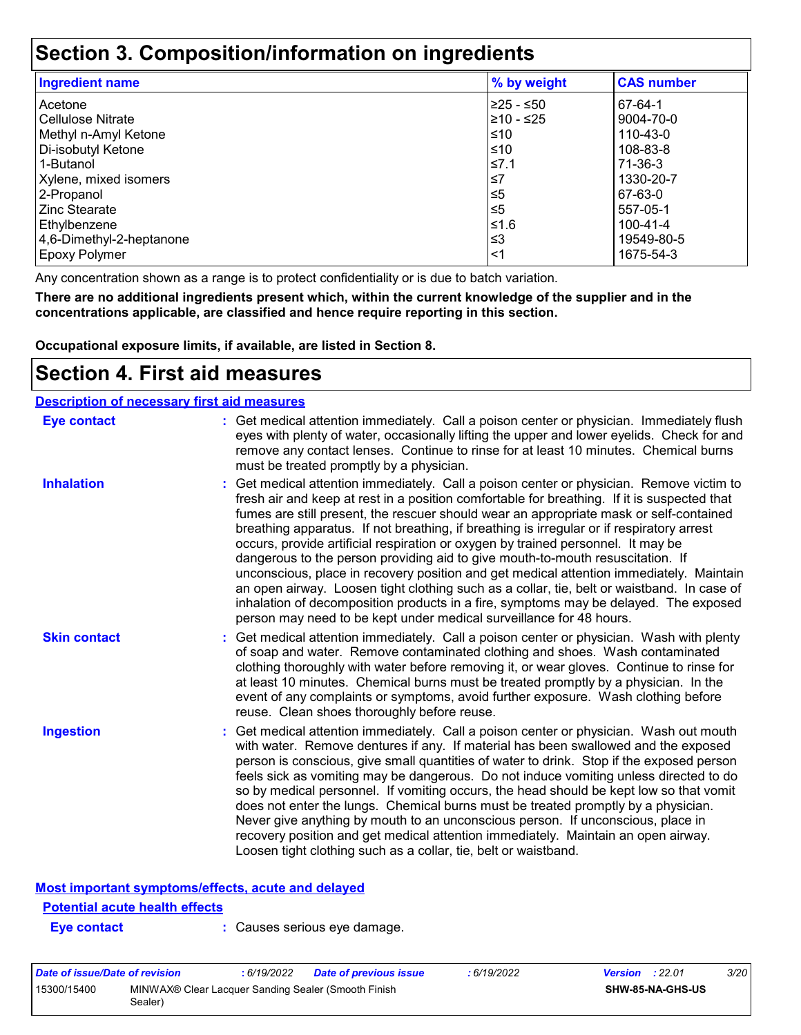# Section 3. Composition/information on ingredients

| Ingredient name | % by weight | CAS number |
|---|---|---|
| Acetone | ≥25 - ≤50 | 67-64-1 |
| Cellulose Nitrate | ≥10 - ≤25 | 9004-70-0 |
| Methyl n-Amyl Ketone | ≤10 | 110-43-0 |
| Di-isobutyl Ketone | ≤10 | 108-83-8 |
| 1-Butanol | ≤7.1 | 71-36-3 |
| Xylene, mixed isomers | ≤7 | 1330-20-7 |
| 2-Propanol | ≤5 | 67-63-0 |
| Zinc Stearate | ≤5 | 557-05-1 |
| Ethylbenzene | ≤1.6 | 100-41-4 |
| 4,6-Dimethyl-2-heptanone | ≤3 | 19549-80-5 |
| Epoxy Polymer | <1 | 1675-54-3 |

Any concentration shown as a range is to protect confidentiality or is due to batch variation.

**There are no additional ingredients present which, within the current knowledge of the supplier and in the concentrations applicable, are classified and hence require reporting in this section.**

**Occupational exposure limits, if available, are listed in Section 8.**

# Section 4. First aid measures

## Description of necessary first aid measures

**Eye contact** : Get medical attention immediately. Call a poison center or physician. Immediately flush eyes with plenty of water, occasionally lifting the upper and lower eyelids. Check for and remove any contact lenses. Continue to rinse for at least 10 minutes. Chemical burns must be treated promptly by a physician.

**Inhalation** : Get medical attention immediately. Call a poison center or physician. Remove victim to fresh air and keep at rest in a position comfortable for breathing. If it is suspected that fumes are still present, the rescuer should wear an appropriate mask or self-contained breathing apparatus. If not breathing, if breathing is irregular or if respiratory arrest occurs, provide artificial respiration or oxygen by trained personnel. It may be dangerous to the person providing aid to give mouth-to-mouth resuscitation. If unconscious, place in recovery position and get medical attention immediately. Maintain an open airway. Loosen tight clothing such as a collar, tie, belt or waistband. In case of inhalation of decomposition products in a fire, symptoms may be delayed. The exposed person may need to be kept under medical surveillance for 48 hours.

**Skin contact** : Get medical attention immediately. Call a poison center or physician. Wash with plenty of soap and water. Remove contaminated clothing and shoes. Wash contaminated clothing thoroughly with water before removing it, or wear gloves. Continue to rinse for at least 10 minutes. Chemical burns must be treated promptly by a physician. In the event of any complaints or symptoms, avoid further exposure. Wash clothing before reuse. Clean shoes thoroughly before reuse.

**Ingestion** : Get medical attention immediately. Call a poison center or physician. Wash out mouth with water. Remove dentures if any. If material has been swallowed and the exposed person is conscious, give small quantities of water to drink. Stop if the exposed person feels sick as vomiting may be dangerous. Do not induce vomiting unless directed to do so by medical personnel. If vomiting occurs, the head should be kept low so that vomit does not enter the lungs. Chemical burns must be treated promptly by a physician. Never give anything by mouth to an unconscious person. If unconscious, place in recovery position and get medical attention immediately. Maintain an open airway. Loosen tight clothing such as a collar, tie, belt or waistband.

## Most important symptoms/effects, acute and delayed

### Potential acute health effects

**Eye contact** : Causes serious eye damage.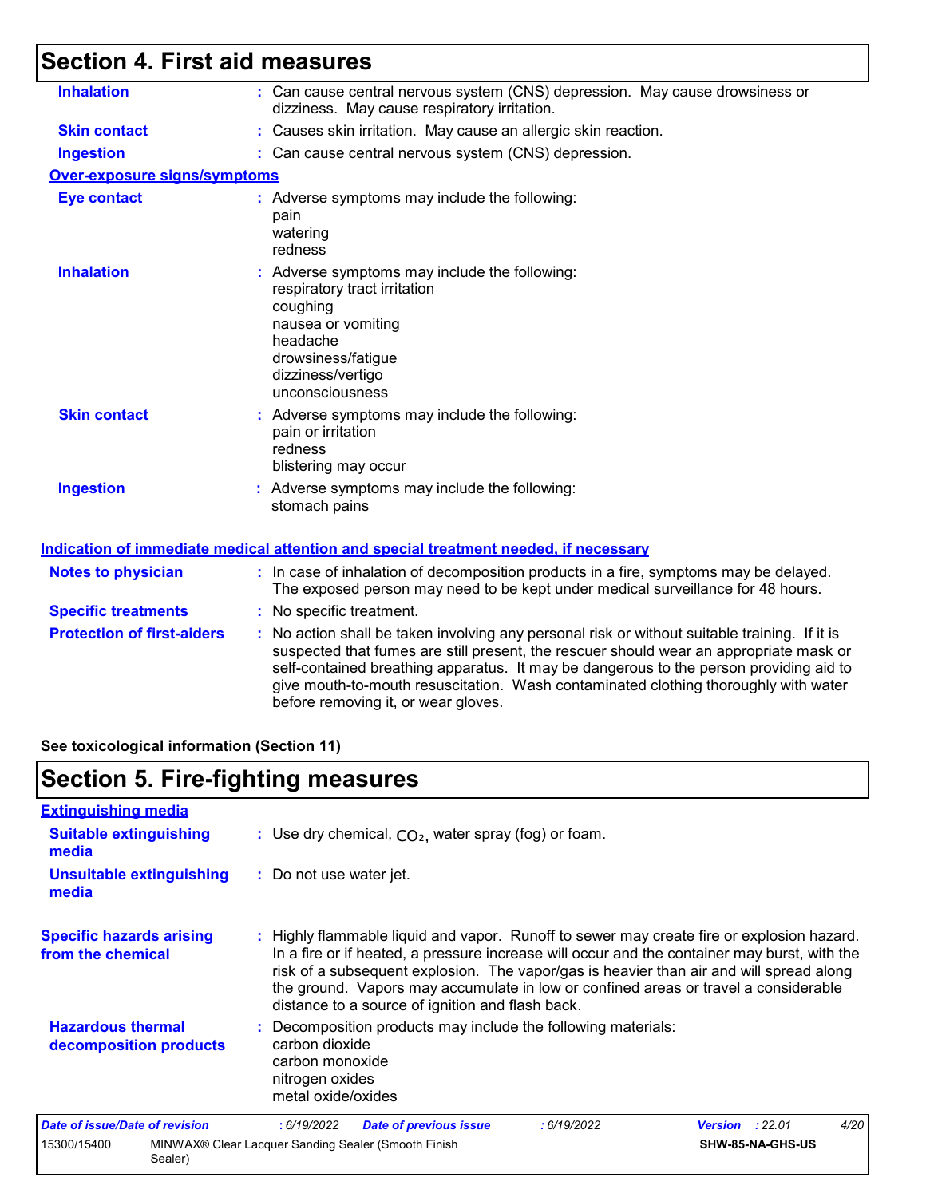## Section 4. First aid measures

**Inhalation** : Can cause central nervous system (CNS) depression. May cause drowsiness or dizziness. May cause respiratory irritation.

**Skin contact** : Causes skin irritation. May cause an allergic skin reaction.

**Ingestion** : Can cause central nervous system (CNS) depression.

**Over-exposure signs/symptoms**

**Eye contact** : Adverse symptoms may include the following:
pain
watering
redness

**Inhalation** : Adverse symptoms may include the following:
respiratory tract irritation
coughing
nausea or vomiting
headache
drowsiness/fatigue
dizziness/vertigo
unconsciousness

**Skin contact** : Adverse symptoms may include the following:
pain or irritation
redness
blistering may occur

**Ingestion** : Adverse symptoms may include the following:
stomach pains

**Indication of immediate medical attention and special treatment needed, if necessary**

**Notes to physician** : In case of inhalation of decomposition products in a fire, symptoms may be delayed. The exposed person may need to be kept under medical surveillance for 48 hours.

**Specific treatments** : No specific treatment.

**Protection of first-aiders** : No action shall be taken involving any personal risk or without suitable training. If it is suspected that fumes are still present, the rescuer should wear an appropriate mask or self-contained breathing apparatus. It may be dangerous to the person providing aid to give mouth-to-mouth resuscitation. Wash contaminated clothing thoroughly with water before removing it, or wear gloves.

**See toxicological information (Section 11)**

## Section 5. Fire-fighting measures

**Extinguishing media**

**Suitable extinguishing media** : Use dry chemical, $CO_2$, water spray (fog) or foam.

**Unsuitable extinguishing media** : Do not use water jet.

**Specific hazards arising from the chemical** : Highly flammable liquid and vapor. Runoff to sewer may create fire or explosion hazard. In a fire or if heated, a pressure increase will occur and the container may burst, with the risk of a subsequent explosion. The vapor/gas is heavier than air and will spread along the ground. Vapors may accumulate in low or confined areas or travel a considerable distance to a source of ignition and flash back.

**Hazardous thermal decomposition products** : Decomposition products may include the following materials:
carbon dioxide
carbon monoxide
nitrogen oxides
metal oxide/oxides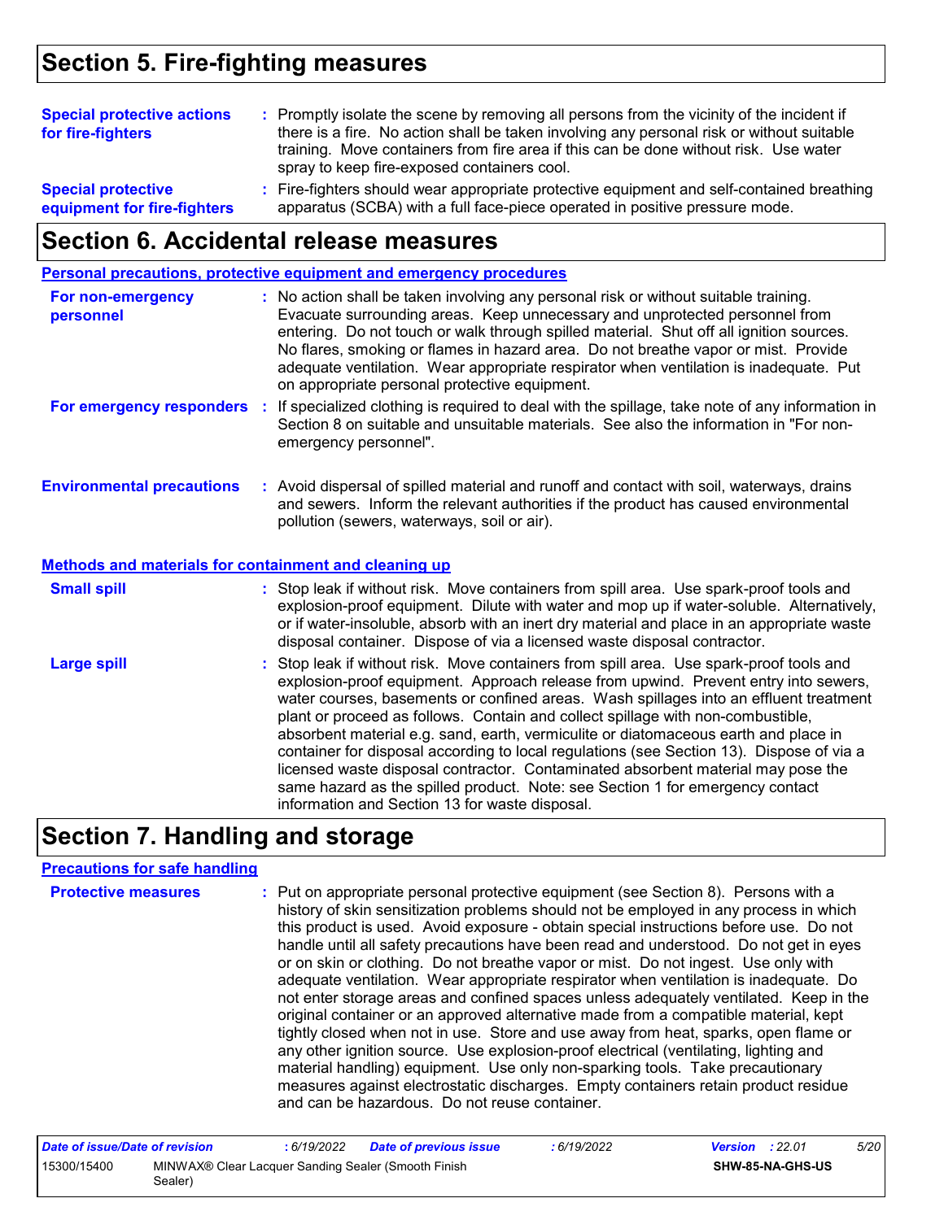## Section 5. Fire-fighting measures

**Special protective actions for fire-fighters** : Promptly isolate the scene by removing all persons from the vicinity of the incident if there is a fire. No action shall be taken involving any personal risk or without suitable training. Move containers from fire area if this can be done without risk. Use water spray to keep fire-exposed containers cool.

**Special protective equipment for fire-fighters** : Fire-fighters should wear appropriate protective equipment and self-contained breathing apparatus (SCBA) with a full face-piece operated in positive pressure mode.

## Section 6. Accidental release measures

### Personal precautions, protective equipment and emergency procedures

**For non-emergency personnel** : No action shall be taken involving any personal risk or without suitable training. Evacuate surrounding areas. Keep unnecessary and unprotected personnel from entering. Do not touch or walk through spilled material. Shut off all ignition sources. No flares, smoking or flames in hazard area. Do not breathe vapor or mist. Provide adequate ventilation. Wear appropriate respirator when ventilation is inadequate. Put on appropriate personal protective equipment.

**For emergency responders** : If specialized clothing is required to deal with the spillage, take note of any information in Section 8 on suitable and unsuitable materials. See also the information in "For non-emergency personnel".

**Environmental precautions** : Avoid dispersal of spilled material and runoff and contact with soil, waterways, drains and sewers. Inform the relevant authorities if the product has caused environmental pollution (sewers, waterways, soil or air).

### Methods and materials for containment and cleaning up

**Small spill** : Stop leak if without risk. Move containers from spill area. Use spark-proof tools and explosion-proof equipment. Dilute with water and mop up if water-soluble. Alternatively, or if water-insoluble, absorb with an inert dry material and place in an appropriate waste disposal container. Dispose of via a licensed waste disposal contractor.

**Large spill** : Stop leak if without risk. Move containers from spill area. Use spark-proof tools and explosion-proof equipment. Approach release from upwind. Prevent entry into sewers, water courses, basements or confined areas. Wash spillages into an effluent treatment plant or proceed as follows. Contain and collect spillage with non-combustible, absorbent material e.g. sand, earth, vermiculite or diatomaceous earth and place in container for disposal according to local regulations (see Section 13). Dispose of via a licensed waste disposal contractor. Contaminated absorbent material may pose the same hazard as the spilled product. Note: see Section 1 for emergency contact information and Section 13 for waste disposal.

## Section 7. Handling and storage

### Precautions for safe handling

**Protective measures** : Put on appropriate personal protective equipment (see Section 8). Persons with a history of skin sensitization problems should not be employed in any process in which this product is used. Avoid exposure - obtain special instructions before use. Do not handle until all safety precautions have been read and understood. Do not get in eyes or on skin or clothing. Do not breathe vapor or mist. Do not ingest. Use only with adequate ventilation. Wear appropriate respirator when ventilation is inadequate. Do not enter storage areas and confined spaces unless adequately ventilated. Keep in the original container or an approved alternative made from a compatible material, kept tightly closed when not in use. Store and use away from heat, sparks, open flame or any other ignition source. Use explosion-proof electrical (ventilating, lighting and material handling) equipment. Use only non-sparking tools. Take precautionary measures against electrostatic discharges. Empty containers retain product residue and can be hazardous. Do not reuse container.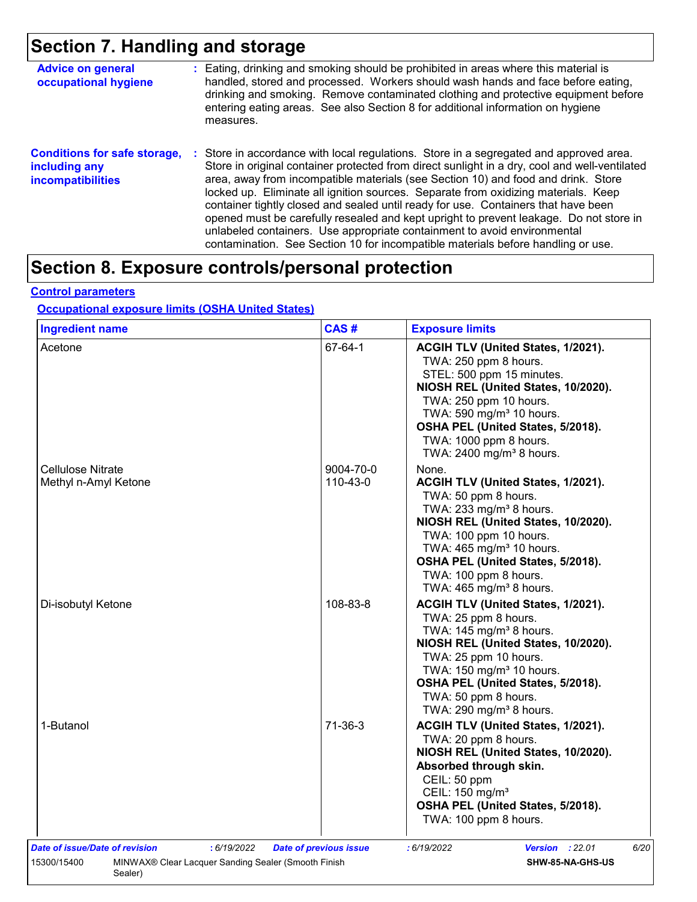## Section 7. Handling and storage

**Advice on general occupational hygiene** : Eating, drinking and smoking should be prohibited in areas where this material is handled, stored and processed. Workers should wash hands and face before eating, drinking and smoking. Remove contaminated clothing and protective equipment before entering eating areas. See also Section 8 for additional information on hygiene measures.

**Conditions for safe storage, including any incompatibilities** : Store in accordance with local regulations. Store in a segregated and approved area. Store in original container protected from direct sunlight in a dry, cool and well-ventilated area, away from incompatible materials (see Section 10) and food and drink. Store locked up. Eliminate all ignition sources. Separate from oxidizing materials. Keep container tightly closed and sealed until ready for use. Containers that have been opened must be carefully resealed and kept upright to prevent leakage. Do not store in unlabeled containers. Use appropriate containment to avoid environmental contamination. See Section 10 for incompatible materials before handling or use.

## Section 8. Exposure controls/personal protection

### Control parameters

#### Occupational exposure limits (OSHA United States)

| Ingredient name | CAS # | Exposure limits |
|---|---|---|
| Acetone | 67-64-1 | **ACGIH TLV (United States, 1/2021).**<br>TWA: 250 ppm 8 hours.<br>STEL: 500 ppm 15 minutes.<br>**NIOSH REL (United States, 10/2020).**<br>TWA: 250 ppm 10 hours.<br>TWA: 590 mg/m³ 10 hours.<br>**OSHA PEL (United States, 5/2018).**<br>TWA: 1000 ppm 8 hours.<br>TWA: 2400 mg/m³ 8 hours. |
| Cellulose Nitrate | 9004-70-0 | None. |
| Methyl n-Amyl Ketone | 110-43-0 | **ACGIH TLV (United States, 1/2021).**<br>TWA: 50 ppm 8 hours.<br>TWA: 233 mg/m³ 8 hours.<br>**NIOSH REL (United States, 10/2020).**<br>TWA: 100 ppm 10 hours.<br>TWA: 465 mg/m³ 10 hours.<br>**OSHA PEL (United States, 5/2018).**<br>TWA: 100 ppm 8 hours.<br>TWA: 465 mg/m³ 8 hours. |
| Di-isobutyl Ketone | 108-83-8 | **ACGIH TLV (United States, 1/2021).**<br>TWA: 25 ppm 8 hours.<br>TWA: 145 mg/m³ 8 hours.<br>**NIOSH REL (United States, 10/2020).**<br>TWA: 25 ppm 10 hours.<br>TWA: 150 mg/m³ 10 hours.<br>**OSHA PEL (United States, 5/2018).**<br>TWA: 50 ppm 8 hours.<br>TWA: 290 mg/m³ 8 hours. |
| 1-Butanol | 71-36-3 | **ACGIH TLV (United States, 1/2021).**<br>TWA: 20 ppm 8 hours.<br>**NIOSH REL (United States, 10/2020).**<br>**Absorbed through skin.**<br>CEIL: 50 ppm<br>CEIL: 150 mg/m³<br>**OSHA PEL (United States, 5/2018).**<br>TWA: 100 ppm 8 hours. |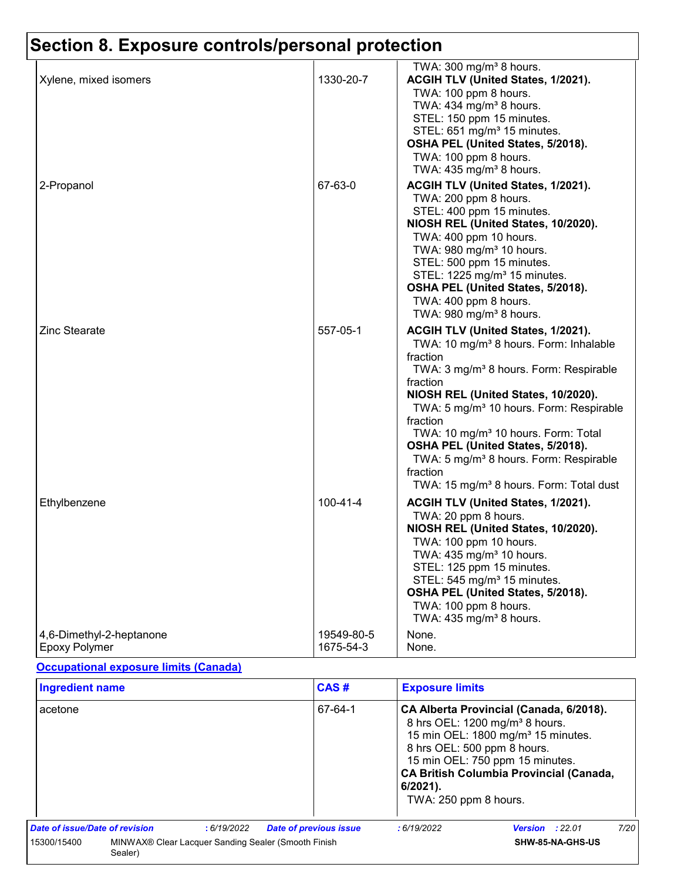# Section 8. Exposure controls/personal protection

| | | |
|---|---|---|
| | | TWA: 300 mg/m³ 8 hours. |
| Xylene, mixed isomers | 1330-20-7 | **ACGIH TLV (United States, 1/2021).**<br>TWA: 100 ppm 8 hours.<br>TWA: 434 mg/m³ 8 hours.<br>STEL: 150 ppm 15 minutes.<br>STEL: 651 mg/m³ 15 minutes.<br>**OSHA PEL (United States, 5/2018).**<br>TWA: 100 ppm 8 hours.<br>TWA: 435 mg/m³ 8 hours. |
| 2-Propanol | 67-63-0 | **ACGIH TLV (United States, 1/2021).**<br>TWA: 200 ppm 8 hours.<br>STEL: 400 ppm 15 minutes.<br>**NIOSH REL (United States, 10/2020).**<br>TWA: 400 ppm 10 hours.<br>TWA: 980 mg/m³ 10 hours.<br>STEL: 500 ppm 15 minutes.<br>STEL: 1225 mg/m³ 15 minutes.<br>**OSHA PEL (United States, 5/2018).**<br>TWA: 400 ppm 8 hours.<br>TWA: 980 mg/m³ 8 hours. |
| Zinc Stearate | 557-05-1 | **ACGIH TLV (United States, 1/2021).**<br>TWA: 10 mg/m³ 8 hours. Form: Inhalable fraction<br>TWA: 3 mg/m³ 8 hours. Form: Respirable fraction<br>**NIOSH REL (United States, 10/2020).**<br>TWA: 5 mg/m³ 10 hours. Form: Respirable fraction<br>TWA: 10 mg/m³ 10 hours. Form: Total<br>**OSHA PEL (United States, 5/2018).**<br>TWA: 5 mg/m³ 8 hours. Form: Respirable fraction<br>TWA: 15 mg/m³ 8 hours. Form: Total dust |
| Ethylbenzene | 100-41-4 | **ACGIH TLV (United States, 1/2021).**<br>TWA: 20 ppm 8 hours.<br>**NIOSH REL (United States, 10/2020).**<br>TWA: 100 ppm 10 hours.<br>TWA: 435 mg/m³ 10 hours.<br>STEL: 125 ppm 15 minutes.<br>STEL: 545 mg/m³ 15 minutes.<br>**OSHA PEL (United States, 5/2018).**<br>TWA: 100 ppm 8 hours.<br>TWA: 435 mg/m³ 8 hours. |
| 4,6-Dimethyl-2-heptanone | 19549-80-5 | None. |
| Epoxy Polymer | 1675-54-3 | None. |

**Occupational exposure limits (Canada)**

| Ingredient name | CAS # | Exposure limits |
|---|---|---|
| acetone | 67-64-1 | **CA Alberta Provincial (Canada, 6/2018).**<br>8 hrs OEL: 1200 mg/m³ 8 hours.<br>15 min OEL: 1800 mg/m³ 15 minutes.<br>8 hrs OEL: 500 ppm 8 hours.<br>15 min OEL: 750 ppm 15 minutes.<br>**CA British Columbia Provincial (Canada, 6/2021).**<br>TWA: 250 ppm 8 hours. |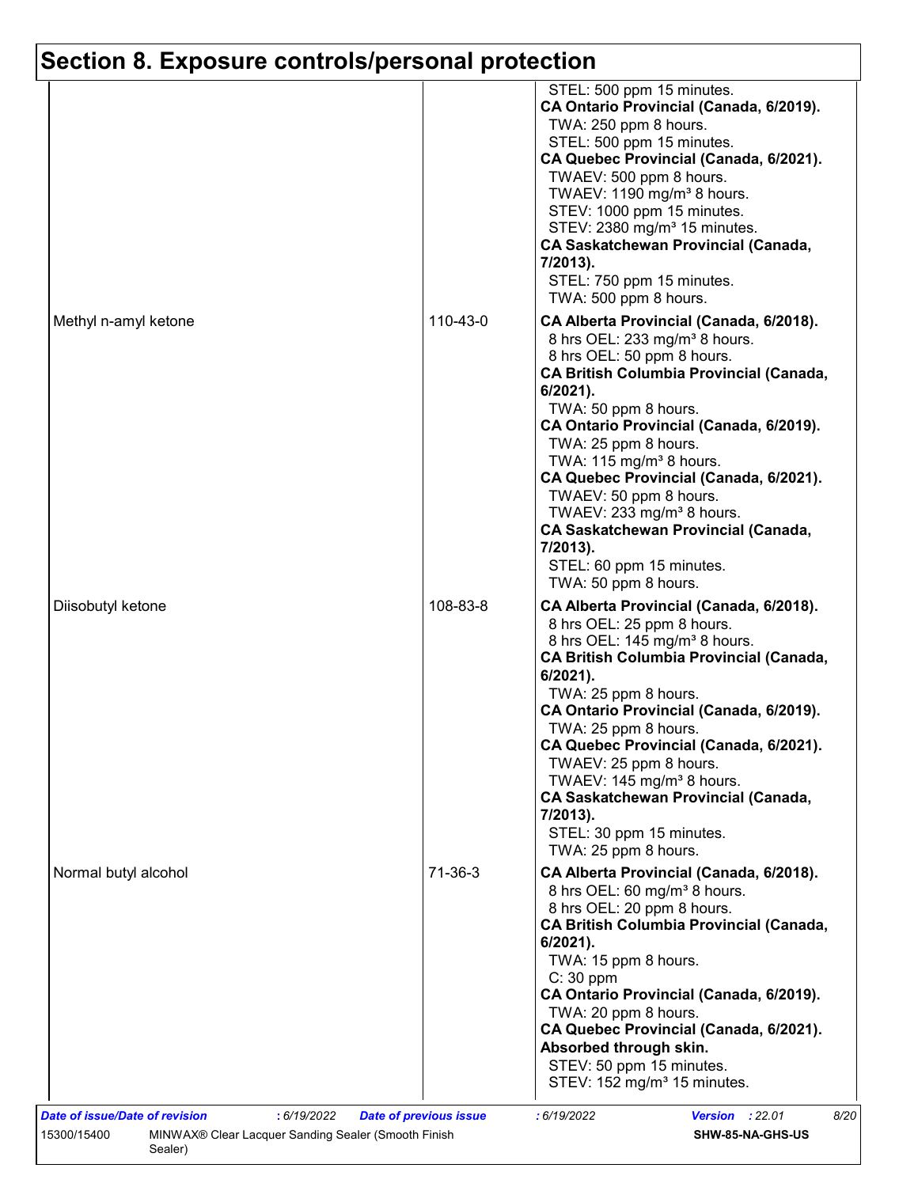## Section 8. Exposure controls/personal protection

| | | |
|---|---|---|
| | | STEL: 500 ppm 15 minutes.<br>**CA Ontario Provincial (Canada, 6/2019).**<br>TWA: 250 ppm 8 hours.<br>STEL: 500 ppm 15 minutes.<br>**CA Quebec Provincial (Canada, 6/2021).**<br>TWAEV: 500 ppm 8 hours.<br>TWAEV: 1190 mg/m³ 8 hours.<br>STEV: 1000 ppm 15 minutes.<br>STEV: 2380 mg/m³ 15 minutes.<br>**CA Saskatchewan Provincial (Canada, 7/2013).**<br>STEL: 750 ppm 15 minutes.<br>TWA: 500 ppm 8 hours. |
| Methyl n-amyl ketone | 110-43-0 | **CA Alberta Provincial (Canada, 6/2018).**<br>8 hrs OEL: 233 mg/m³ 8 hours.<br>8 hrs OEL: 50 ppm 8 hours.<br>**CA British Columbia Provincial (Canada, 6/2021).**<br>TWA: 50 ppm 8 hours.<br>**CA Ontario Provincial (Canada, 6/2019).**<br>TWA: 25 ppm 8 hours.<br>TWA: 115 mg/m³ 8 hours.<br>**CA Quebec Provincial (Canada, 6/2021).**<br>TWAEV: 50 ppm 8 hours.<br>TWAEV: 233 mg/m³ 8 hours.<br>**CA Saskatchewan Provincial (Canada, 7/2013).**<br>STEL: 60 ppm 15 minutes.<br>TWA: 50 ppm 8 hours. |
| Diisobutyl ketone | 108-83-8 | **CA Alberta Provincial (Canada, 6/2018).**<br>8 hrs OEL: 25 ppm 8 hours.<br>8 hrs OEL: 145 mg/m³ 8 hours.<br>**CA British Columbia Provincial (Canada, 6/2021).**<br>TWA: 25 ppm 8 hours.<br>**CA Ontario Provincial (Canada, 6/2019).**<br>TWA: 25 ppm 8 hours.<br>**CA Quebec Provincial (Canada, 6/2021).**<br>TWAEV: 25 ppm 8 hours.<br>TWAEV: 145 mg/m³ 8 hours.<br>**CA Saskatchewan Provincial (Canada, 7/2013).**<br>STEL: 30 ppm 15 minutes.<br>TWA: 25 ppm 8 hours. |
| Normal butyl alcohol | 71-36-3 | **CA Alberta Provincial (Canada, 6/2018).**<br>8 hrs OEL: 60 mg/m³ 8 hours.<br>8 hrs OEL: 20 ppm 8 hours.<br>**CA British Columbia Provincial (Canada, 6/2021).**<br>TWA: 15 ppm 8 hours.<br>C: 30 ppm<br>**CA Ontario Provincial (Canada, 6/2019).**<br>TWA: 20 ppm 8 hours.<br>**CA Quebec Provincial (Canada, 6/2021).**<br>**Absorbed through skin.**<br>STEV: 50 ppm 15 minutes.<br>STEV: 152 mg/m³ 15 minutes. |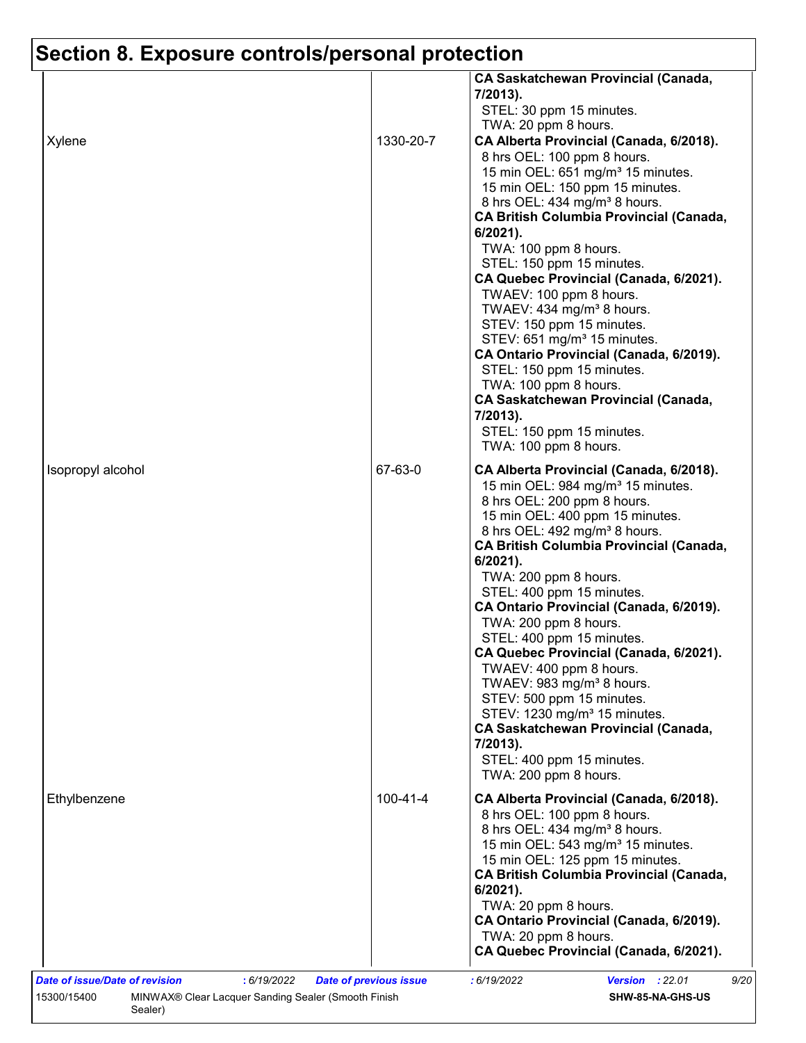## Section 8. Exposure controls/personal protection

| | | |
|---|---|---|
| | | **CA Saskatchewan Provincial (Canada, 7/2013).**<br>STEL: 30 ppm 15 minutes.<br>TWA: 20 ppm 8 hours. |
| Xylene | 1330-20-7 | **CA Alberta Provincial (Canada, 6/2018).**<br>8 hrs OEL: 100 ppm 8 hours.<br>15 min OEL: 651 mg/m³ 15 minutes.<br>15 min OEL: 150 ppm 15 minutes.<br>8 hrs OEL: 434 mg/m³ 8 hours.<br>**CA British Columbia Provincial (Canada, 6/2021).**<br>TWA: 100 ppm 8 hours.<br>STEL: 150 ppm 15 minutes.<br>**CA Quebec Provincial (Canada, 6/2021).**<br>TWAEV: 100 ppm 8 hours.<br>TWAEV: 434 mg/m³ 8 hours.<br>STEV: 150 ppm 15 minutes.<br>STEV: 651 mg/m³ 15 minutes.<br>**CA Ontario Provincial (Canada, 6/2019).**<br>STEL: 150 ppm 15 minutes.<br>TWA: 100 ppm 8 hours.<br>**CA Saskatchewan Provincial (Canada, 7/2013).**<br>STEL: 150 ppm 15 minutes.<br>TWA: 100 ppm 8 hours. |
| Isopropyl alcohol | 67-63-0 | **CA Alberta Provincial (Canada, 6/2018).**<br>15 min OEL: 984 mg/m³ 15 minutes.<br>8 hrs OEL: 200 ppm 8 hours.<br>15 min OEL: 400 ppm 15 minutes.<br>8 hrs OEL: 492 mg/m³ 8 hours.<br>**CA British Columbia Provincial (Canada, 6/2021).**<br>TWA: 200 ppm 8 hours.<br>STEL: 400 ppm 15 minutes.<br>**CA Ontario Provincial (Canada, 6/2019).**<br>TWA: 200 ppm 8 hours.<br>STEL: 400 ppm 15 minutes.<br>**CA Quebec Provincial (Canada, 6/2021).**<br>TWAEV: 400 ppm 8 hours.<br>TWAEV: 983 mg/m³ 8 hours.<br>STEV: 500 ppm 15 minutes.<br>STEV: 1230 mg/m³ 15 minutes.<br>**CA Saskatchewan Provincial (Canada, 7/2013).**<br>STEL: 400 ppm 15 minutes.<br>TWA: 200 ppm 8 hours. |
| Ethylbenzene | 100-41-4 | **CA Alberta Provincial (Canada, 6/2018).**<br>8 hrs OEL: 100 ppm 8 hours.<br>8 hrs OEL: 434 mg/m³ 8 hours.<br>15 min OEL: 543 mg/m³ 15 minutes.<br>15 min OEL: 125 ppm 15 minutes.<br>**CA British Columbia Provincial (Canada, 6/2021).**<br>TWA: 20 ppm 8 hours.<br>**CA Ontario Provincial (Canada, 6/2019).**<br>TWA: 20 ppm 8 hours.<br>**CA Quebec Provincial (Canada, 6/2021).** |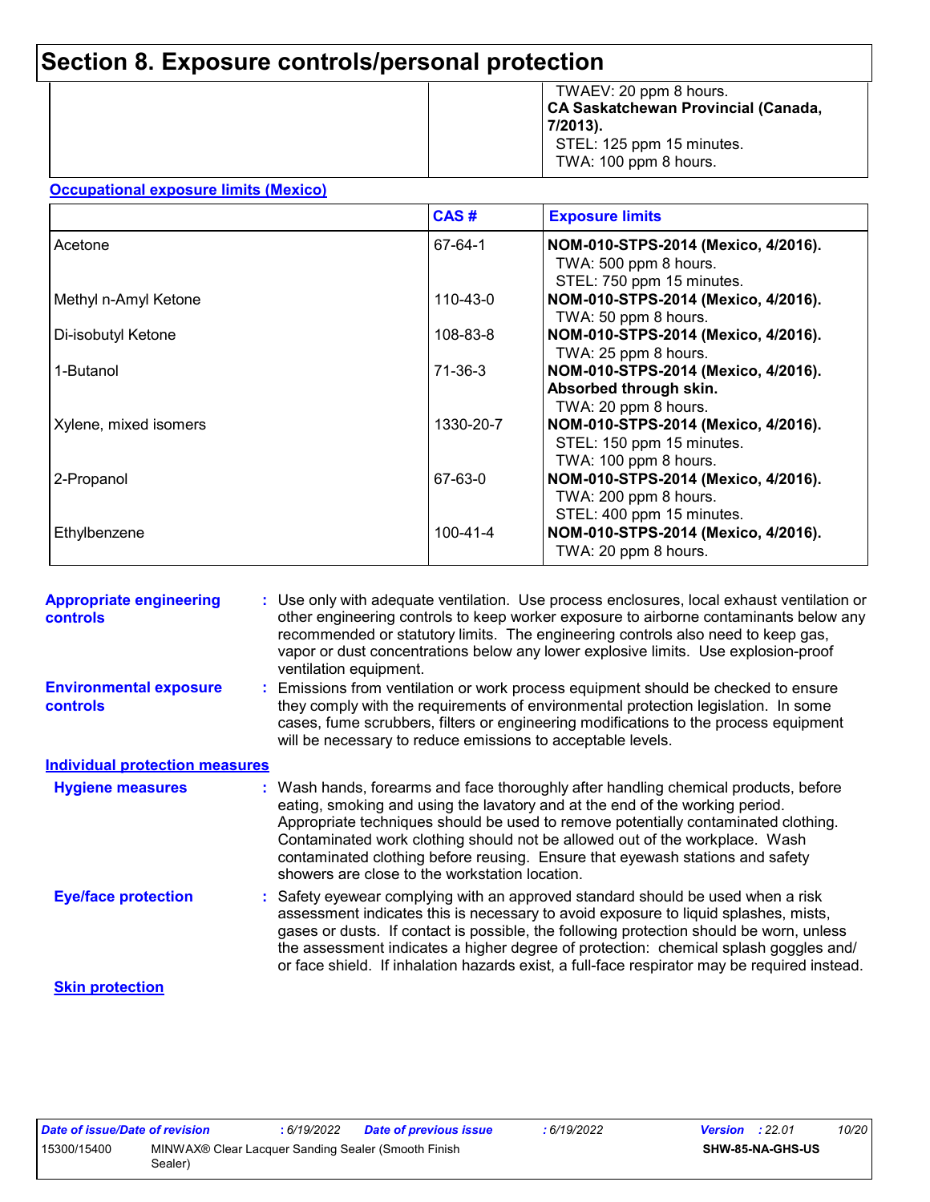## Section 8. Exposure controls/personal protection

| | | |
|---|---|---|
| | | TWAEV: 20 ppm 8 hours.<br>**CA Saskatchewan Provincial (Canada, 7/2013).**<br>STEL: 125 ppm 15 minutes.<br>TWA: 100 ppm 8 hours. |

**Occupational exposure limits (Mexico)**

| | CAS # | Exposure limits |
|---|---|---|
| Acetone | 67-64-1 | **NOM-010-STPS-2014 (Mexico, 4/2016).**<br>TWA: 500 ppm 8 hours.<br>STEL: 750 ppm 15 minutes. |
| Methyl n-Amyl Ketone | 110-43-0 | **NOM-010-STPS-2014 (Mexico, 4/2016).**<br>TWA: 50 ppm 8 hours. |
| Di-isobutyl Ketone | 108-83-8 | **NOM-010-STPS-2014 (Mexico, 4/2016).**<br>TWA: 25 ppm 8 hours. |
| 1-Butanol | 71-36-3 | **NOM-010-STPS-2014 (Mexico, 4/2016). Absorbed through skin.**<br>TWA: 20 ppm 8 hours. |
| Xylene, mixed isomers | 1330-20-7 | **NOM-010-STPS-2014 (Mexico, 4/2016).**<br>STEL: 150 ppm 15 minutes.<br>TWA: 100 ppm 8 hours. |
| 2-Propanol | 67-63-0 | **NOM-010-STPS-2014 (Mexico, 4/2016).**<br>TWA: 200 ppm 8 hours.<br>STEL: 400 ppm 15 minutes. |
| Ethylbenzene | 100-41-4 | **NOM-010-STPS-2014 (Mexico, 4/2016).**<br>TWA: 20 ppm 8 hours. |

**Appropriate engineering controls** : Use only with adequate ventilation. Use process enclosures, local exhaust ventilation or other engineering controls to keep worker exposure to airborne contaminants below any recommended or statutory limits. The engineering controls also need to keep gas, vapor or dust concentrations below any lower explosive limits. Use explosion-proof ventilation equipment.

**Environmental exposure controls** : Emissions from ventilation or work process equipment should be checked to ensure they comply with the requirements of environmental protection legislation. In some cases, fume scrubbers, filters or engineering modifications to the process equipment will be necessary to reduce emissions to acceptable levels.

**Individual protection measures**

**Hygiene measures** : Wash hands, forearms and face thoroughly after handling chemical products, before eating, smoking and using the lavatory and at the end of the working period. Appropriate techniques should be used to remove potentially contaminated clothing. Contaminated work clothing should not be allowed out of the workplace. Wash contaminated clothing before reusing. Ensure that eyewash stations and safety showers are close to the workstation location.

**Eye/face protection** : Safety eyewear complying with an approved standard should be used when a risk assessment indicates this is necessary to avoid exposure to liquid splashes, mists, gases or dusts. If contact is possible, the following protection should be worn, unless the assessment indicates a higher degree of protection: chemical splash goggles and/ or face shield. If inhalation hazards exist, a full-face respirator may be required instead.

**Skin protection**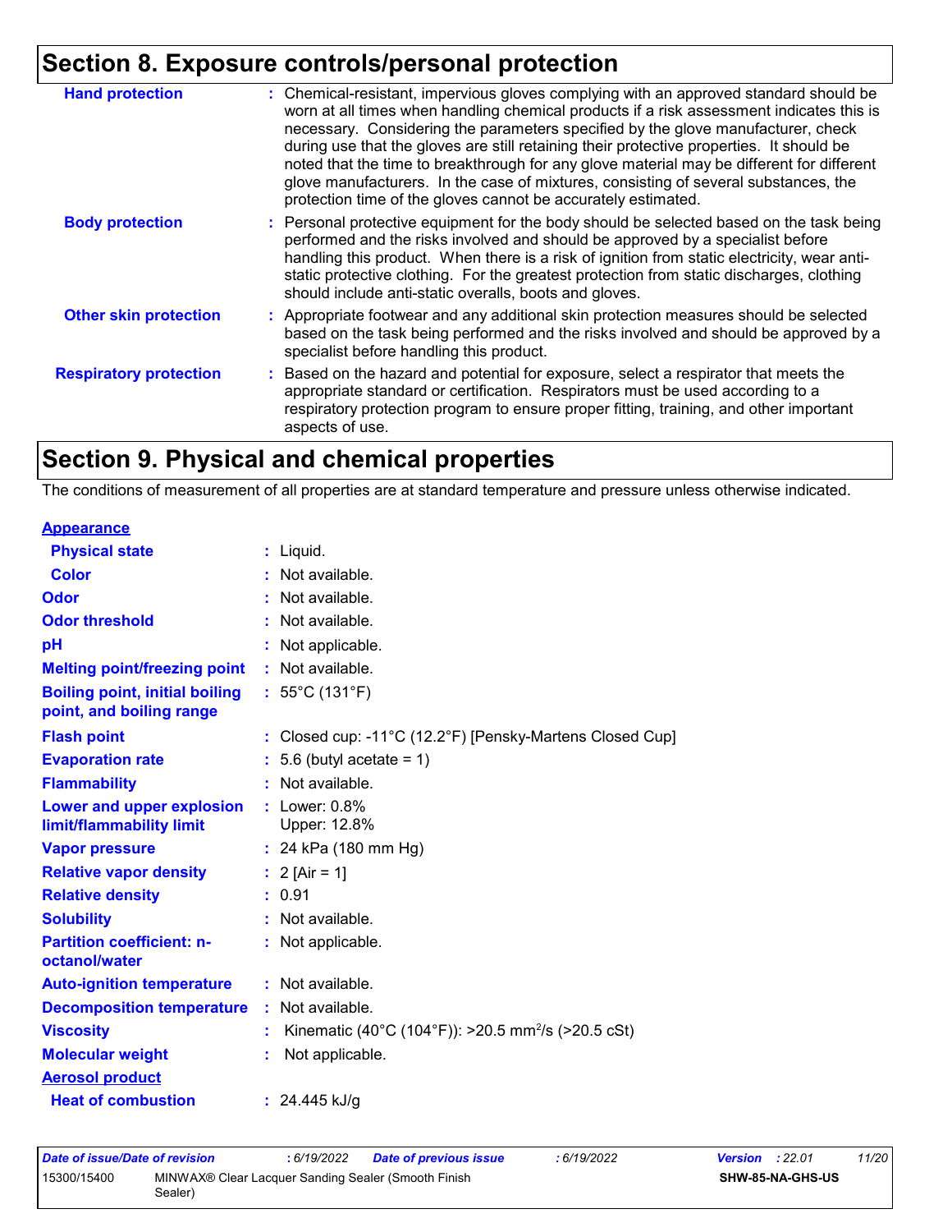## Section 8. Exposure controls/personal protection

| | |
|---|---|
| **Hand protection** | : Chemical-resistant, impervious gloves complying with an approved standard should be worn at all times when handling chemical products if a risk assessment indicates this is necessary. Considering the parameters specified by the glove manufacturer, check during use that the gloves are still retaining their protective properties. It should be noted that the time to breakthrough for any glove material may be different for different glove manufacturers. In the case of mixtures, consisting of several substances, the protection time of the gloves cannot be accurately estimated. |
| **Body protection** | : Personal protective equipment for the body should be selected based on the task being performed and the risks involved and should be approved by a specialist before handling this product. When there is a risk of ignition from static electricity, wear anti-static protective clothing. For the greatest protection from static discharges, clothing should include anti-static overalls, boots and gloves. |
| **Other skin protection** | : Appropriate footwear and any additional skin protection measures should be selected based on the task being performed and the risks involved and should be approved by a specialist before handling this product. |
| **Respiratory protection** | : Based on the hazard and potential for exposure, select a respirator that meets the appropriate standard or certification. Respirators must be used according to a respiratory protection program to ensure proper fitting, training, and other important aspects of use. |

## Section 9. Physical and chemical properties

The conditions of measurement of all properties are at standard temperature and pressure unless otherwise indicated.

**Appearance**

| | |
|---|---|
| **Physical state** | : Liquid. |
| **Color** | : Not available. |
| **Odor** | : Not available. |
| **Odor threshold** | : Not available. |
| **pH** | : Not applicable. |
| **Melting point/freezing point** | : Not available. |
| **Boiling point, initial boiling point, and boiling range** | : 55°C (131°F) |
| **Flash point** | : Closed cup: -11°C (12.2°F) [Pensky-Martens Closed Cup] |
| **Evaporation rate** | : 5.6 (butyl acetate = 1) |
| **Flammability** | : Not available. |
| **Lower and upper explosion limit/flammability limit** | : Lower: 0.8%<br>Upper: 12.8% |
| **Vapor pressure** | : 24 kPa (180 mm Hg) |
| **Relative vapor density** | : 2 [Air = 1] |
| **Relative density** | : 0.91 |
| **Solubility** | : Not available. |
| **Partition coefficient: n-octanol/water** | : Not applicable. |
| **Auto-ignition temperature** | : Not available. |
| **Decomposition temperature** | : Not available. |
| **Viscosity** | : Kinematic (40°C (104°F)): >20.5 $mm^2/s$ (>20.5 cSt) |
| **Molecular weight** | : Not applicable. |

**Aerosol product**

| | |
|---|---|
| **Heat of combustion** | : 24.445 kJ/g |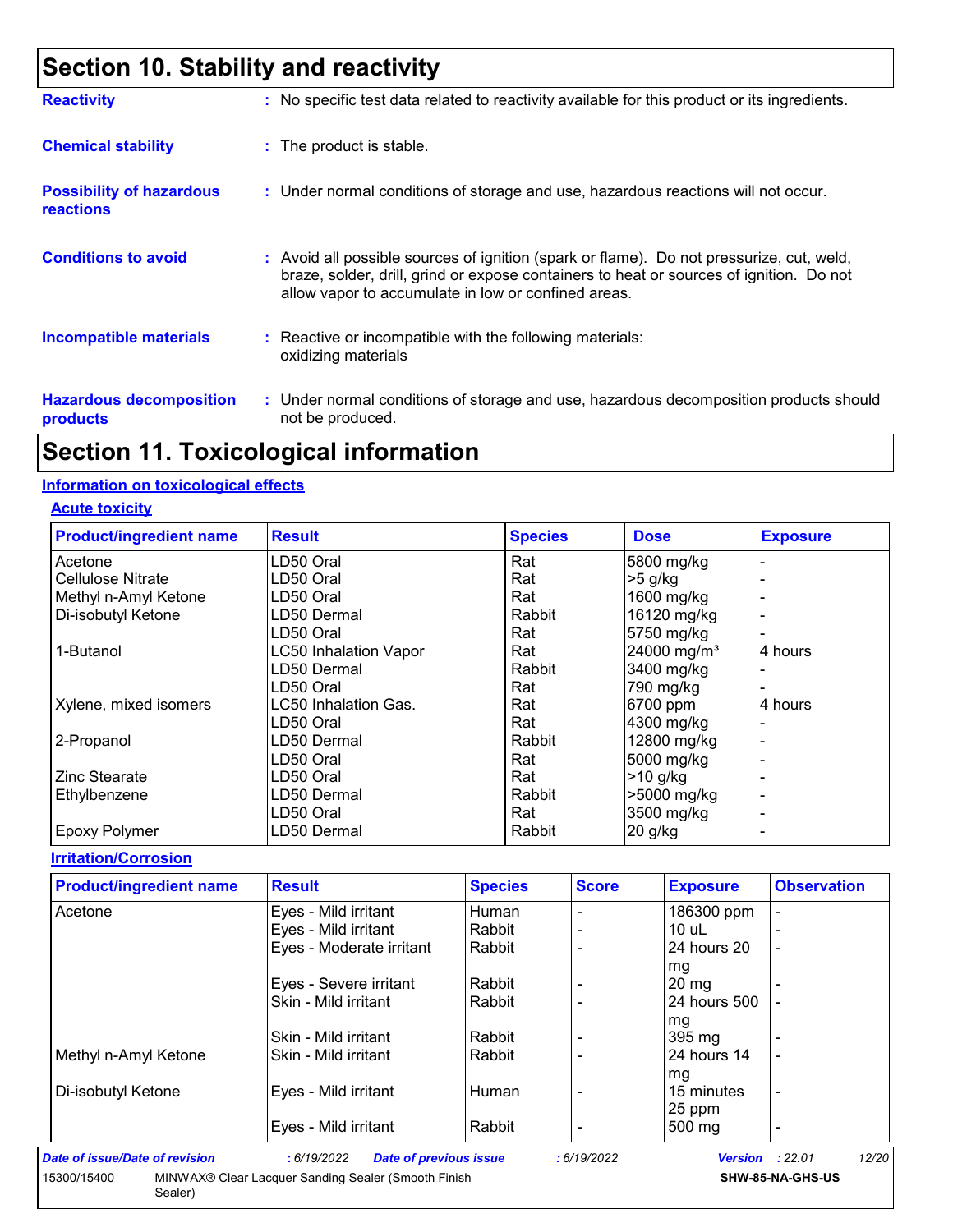# Section 10. Stability and reactivity

**Reactivity** : No specific test data related to reactivity available for this product or its ingredients.

**Chemical stability** : The product is stable.

**Possibility of hazardous reactions** : Under normal conditions of storage and use, hazardous reactions will not occur.

**Conditions to avoid** : Avoid all possible sources of ignition (spark or flame). Do not pressurize, cut, weld, braze, solder, drill, grind or expose containers to heat or sources of ignition. Do not allow vapor to accumulate in low or confined areas.

**Incompatible materials** : Reactive or incompatible with the following materials:
oxidizing materials

**Hazardous decomposition products** : Under normal conditions of storage and use, hazardous decomposition products should not be produced.

# Section 11. Toxicological information

## Information on toxicological effects

### Acute toxicity

| Product/ingredient name | Result | Species | Dose | Exposure |
|---|---|---|---|---|
| Acetone | LD50 Oral | Rat | 5800 mg/kg | - |
| Cellulose Nitrate | LD50 Oral | Rat | >5 g/kg | - |
| Methyl n-Amyl Ketone | LD50 Oral | Rat | 1600 mg/kg | - |
| Di-isobutyl Ketone | LD50 Dermal | Rabbit | 16120 mg/kg | - |
| | LD50 Oral | Rat | 5750 mg/kg | - |
| 1-Butanol | LC50 Inhalation Vapor | Rat | 24000 mg/m³ | 4 hours |
| | LD50 Dermal | Rabbit | 3400 mg/kg | - |
| | LD50 Oral | Rat | 790 mg/kg | - |
| Xylene, mixed isomers | LC50 Inhalation Gas. | Rat | 6700 ppm | 4 hours |
| | LD50 Oral | Rat | 4300 mg/kg | - |
| 2-Propanol | LD50 Dermal | Rabbit | 12800 mg/kg | - |
| | LD50 Oral | Rat | 5000 mg/kg | - |
| Zinc Stearate | LD50 Oral | Rat | >10 g/kg | - |
| Ethylbenzene | LD50 Dermal | Rabbit | >5000 mg/kg | - |
| | LD50 Oral | Rat | 3500 mg/kg | - |
| Epoxy Polymer | LD50 Dermal | Rabbit | 20 g/kg | - |

### Irritation/Corrosion

| Product/ingredient name | Result | Species | Score | Exposure | Observation |
|---|---|---|---|---|---|
| Acetone | Eyes - Mild irritant | Human | - | 186300 ppm | - |
| | Eyes - Mild irritant | Rabbit | - | 10 uL | - |
| | Eyes - Moderate irritant | Rabbit | - | 24 hours 20 mg | - |
| | Eyes - Severe irritant | Rabbit | - | 20 mg | - |
| | Skin - Mild irritant | Rabbit | - | 24 hours 500 mg | - |
| | Skin - Mild irritant | Rabbit | - | 395 mg | - |
| Methyl n-Amyl Ketone | Skin - Mild irritant | Rabbit | - | 24 hours 14 mg | - |
| Di-isobutyl Ketone | Eyes - Mild irritant | Human | - | 15 minutes 25 ppm | - |
| | Eyes - Mild irritant | Rabbit | - | 500 mg | - |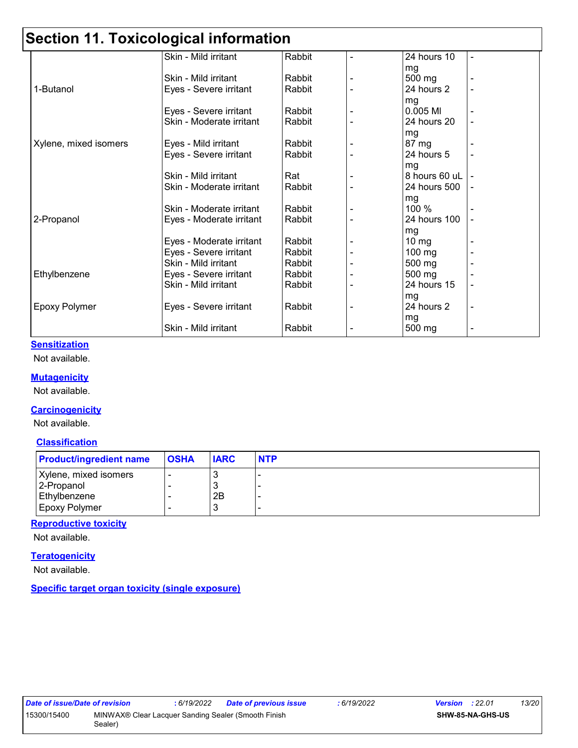# Section 11. Toxicological information

| | | | | | |
|---|---|---|---|---|---|
| | Skin - Mild irritant | Rabbit | - | 24 hours 10 mg | - |
| | Skin - Mild irritant | Rabbit | - | 500 mg | - |
| 1-Butanol | Eyes - Severe irritant | Rabbit | - | 24 hours 2 mg | - |
| | Eyes - Severe irritant | Rabbit | - | 0.005 Ml | - |
| | Skin - Moderate irritant | Rabbit | - | 24 hours 20 mg | - |
| Xylene, mixed isomers | Eyes - Mild irritant | Rabbit | - | 87 mg | - |
| | Eyes - Severe irritant | Rabbit | - | 24 hours 5 mg | - |
| | Skin - Mild irritant | Rat | - | 8 hours 60 uL | - |
| | Skin - Moderate irritant | Rabbit | - | 24 hours 500 mg | - |
| | Skin - Moderate irritant | Rabbit | - | 100 % | - |
| 2-Propanol | Eyes - Moderate irritant | Rabbit | - | 24 hours 100 mg | - |
| | Eyes - Moderate irritant | Rabbit | - | 10 mg | - |
| | Eyes - Severe irritant | Rabbit | - | 100 mg | - |
| | Skin - Mild irritant | Rabbit | - | 500 mg | - |
| Ethylbenzene | Eyes - Severe irritant | Rabbit | - | 500 mg | - |
| | Skin - Mild irritant | Rabbit | - | 24 hours 15 mg | - |
| Epoxy Polymer | Eyes - Severe irritant | Rabbit | - | 24 hours 2 mg | - |
| | Skin - Mild irritant | Rabbit | - | 500 mg | - |

**Sensitization**

Not available.

**Mutagenicity**

Not available.

**Carcinogenicity**

Not available.

**Classification**

| Product/ingredient name | OSHA | IARC | NTP |
|---|---|---|---|
| Xylene, mixed isomers | - | 3 | - |
| 2-Propanol | - | 3 | - |
| Ethylbenzene | - | 2B | - |
| Epoxy Polymer | - | 3 | - |

**Reproductive toxicity**

Not available.

**Teratogenicity**

Not available.

**Specific target organ toxicity (single exposure)**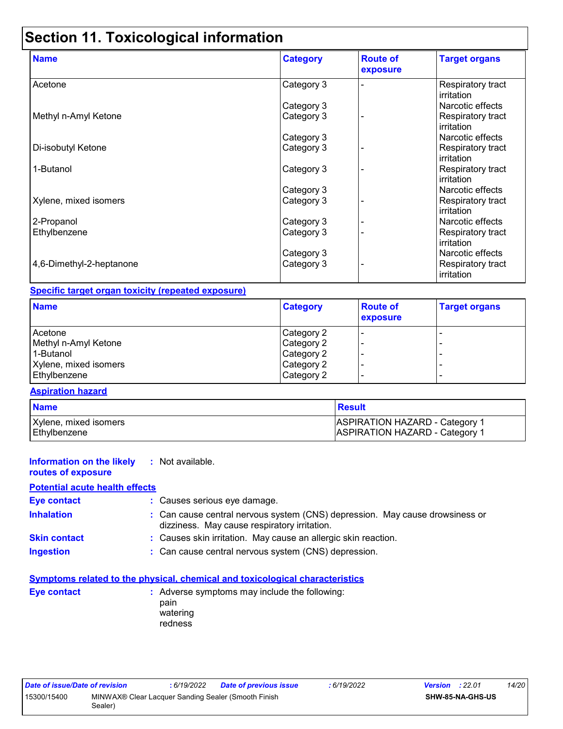# Section 11. Toxicological information

| Name | Category | Route of exposure | Target organs |
|---|---|---|---|
| Acetone | Category 3 | - | Respiratory tract irritation |
| | Category 3 | | Narcotic effects |
| Methyl n-Amyl Ketone | Category 3 | - | Respiratory tract irritation |
| | Category 3 | | Narcotic effects |
| Di-isobutyl Ketone | Category 3 | - | Respiratory tract irritation |
| 1-Butanol | Category 3 | - | Respiratory tract irritation |
| | Category 3 | | Narcotic effects |
| Xylene, mixed isomers | Category 3 | - | Respiratory tract irritation |
| 2-Propanol | Category 3 | - | Narcotic effects |
| Ethylbenzene | Category 3 | - | Respiratory tract irritation |
| | Category 3 | | Narcotic effects |
| 4,6-Dimethyl-2-heptanone | Category 3 | - | Respiratory tract irritation |

**Specific target organ toxicity (repeated exposure)**

| Name | Category | Route of exposure | Target organs |
|---|---|---|---|
| Acetone | Category 2 | - | - |
| Methyl n-Amyl Ketone | Category 2 | - | - |
| 1-Butanol | Category 2 | - | - |
| Xylene, mixed isomers | Category 2 | - | - |
| Ethylbenzene | Category 2 | - | - |

**Aspiration hazard**

| Name | Result |
|---|---|
| Xylene, mixed isomers | ASPIRATION HAZARD - Category 1 |
| Ethylbenzene | ASPIRATION HAZARD - Category 1 |

**Information on the likely routes of exposure** : Not available.

**Potential acute health effects**

**Eye contact** : Causes serious eye damage.

**Inhalation** : Can cause central nervous system (CNS) depression. May cause drowsiness or dizziness. May cause respiratory irritation.

**Skin contact** : Causes skin irritation. May cause an allergic skin reaction.

**Ingestion** : Can cause central nervous system (CNS) depression.

**Symptoms related to the physical, chemical and toxicological characteristics**

**Eye contact** : Adverse symptoms may include the following:
pain
watering
redness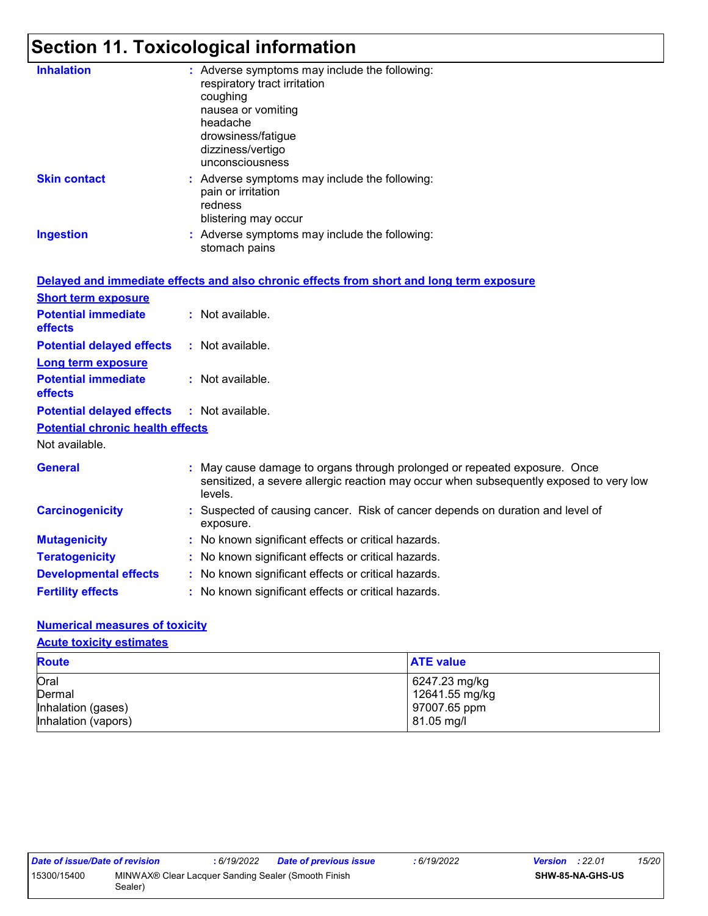# Section 11. Toxicological information

**Inhalation** : Adverse symptoms may include the following:
respiratory tract irritation
coughing
nausea or vomiting
headache
drowsiness/fatigue
dizziness/vertigo
unconsciousness

**Skin contact** : Adverse symptoms may include the following:
pain or irritation
redness
blistering may occur

**Ingestion** : Adverse symptoms may include the following:
stomach pains

**Delayed and immediate effects and also chronic effects from short and long term exposure**

**Short term exposure**

**Potential immediate effects** : Not available.

**Potential delayed effects** : Not available.

**Long term exposure**

**Potential immediate effects** : Not available.

**Potential delayed effects** : Not available.

**Potential chronic health effects**

Not available.

**General** : May cause damage to organs through prolonged or repeated exposure. Once sensitized, a severe allergic reaction may occur when subsequently exposed to very low levels.

**Carcinogenicity** : Suspected of causing cancer. Risk of cancer depends on duration and level of exposure.

**Mutagenicity** : No known significant effects or critical hazards.

**Teratogenicity** : No known significant effects or critical hazards.

**Developmental effects** : No known significant effects or critical hazards.

**Fertility effects** : No known significant effects or critical hazards.

**Numerical measures of toxicity**

**Acute toxicity estimates**

| Route | ATE value |
| --- | --- |
| Oral | 6247.23 mg/kg |
| Dermal | 12641.55 mg/kg |
| Inhalation (gases) | 97007.65 ppm |
| Inhalation (vapors) | 81.05 mg/l |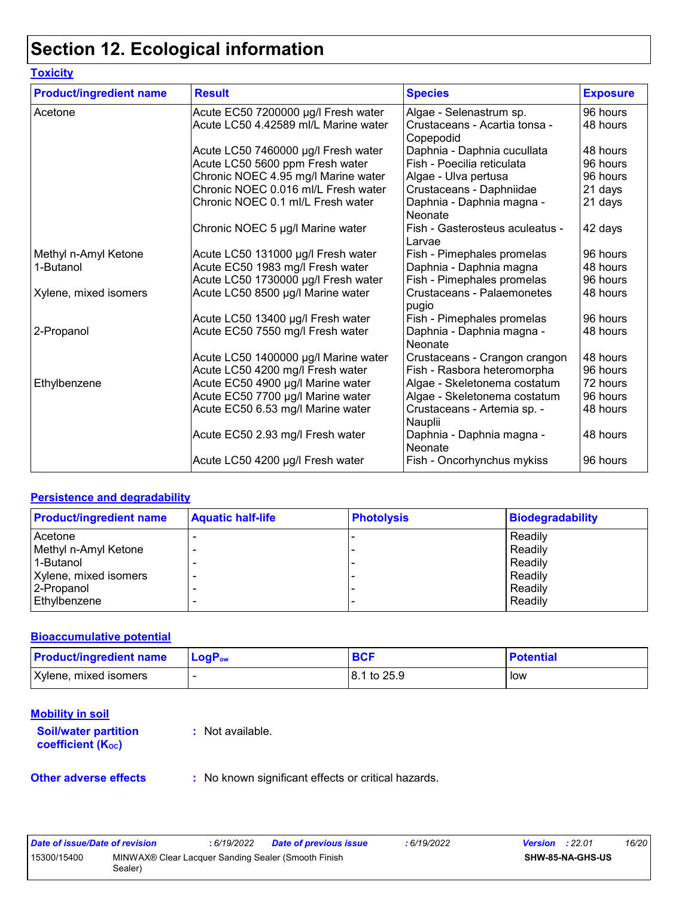# Section 12. Ecological information

## Toxicity

| Product/ingredient name | Result | Species | Exposure |
|---|---|---|---|
| Acetone | Acute EC50 7200000 µg/l Fresh water | Algae - Selenastrum sp. | 96 hours |
| | Acute LC50 4.42589 ml/L Marine water | Crustaceans - Acartia tonsa - Copepodid | 48 hours |
| | Acute LC50 7460000 µg/l Fresh water | Daphnia - Daphnia cucullata | 48 hours |
| | Acute LC50 5600 ppm Fresh water | Fish - Poecilia reticulata | 96 hours |
| | Chronic NOEC 4.95 mg/l Marine water | Algae - Ulva pertusa | 96 hours |
| | Chronic NOEC 0.016 ml/L Fresh water | Crustaceans - Daphniidae | 21 days |
| | Chronic NOEC 0.1 ml/L Fresh water | Daphnia - Daphnia magna - Neonate | 21 days |
| | Chronic NOEC 5 µg/l Marine water | Fish - Gasterosteus aculeatus - Larvae | 42 days |
| Methyl n-Amyl Ketone | Acute LC50 131000 µg/l Fresh water | Fish - Pimephales promelas | 96 hours |
| 1-Butanol | Acute EC50 1983 mg/l Fresh water | Daphnia - Daphnia magna | 48 hours |
| | Acute LC50 1730000 µg/l Fresh water | Fish - Pimephales promelas | 96 hours |
| Xylene, mixed isomers | Acute LC50 8500 µg/l Marine water | Crustaceans - Palaemonetes pugio | 48 hours |
| | Acute LC50 13400 µg/l Fresh water | Fish - Pimephales promelas | 96 hours |
| 2-Propanol | Acute EC50 7550 mg/l Fresh water | Daphnia - Daphnia magna - Neonate | 48 hours |
| | Acute LC50 1400000 µg/l Marine water | Crustaceans - Crangon crangon | 48 hours |
| | Acute LC50 4200 mg/l Fresh water | Fish - Rasbora heteromorpha | 96 hours |
| Ethylbenzene | Acute EC50 4900 µg/l Marine water | Algae - Skeletonema costatum | 72 hours |
| | Acute EC50 7700 µg/l Marine water | Algae - Skeletonema costatum | 96 hours |
| | Acute EC50 6.53 mg/l Marine water | Crustaceans - Artemia sp. - Nauplii | 48 hours |
| | Acute EC50 2.93 mg/l Fresh water | Daphnia - Daphnia magna - Neonate | 48 hours |
| | Acute LC50 4200 µg/l Fresh water | Fish - Oncorhynchus mykiss | 96 hours |

## Persistence and degradability

| Product/ingredient name | Aquatic half-life | Photolysis | Biodegradability |
|---|---|---|---|
| Acetone | - | - | Readily |
| Methyl n-Amyl Ketone | - | - | Readily |
| 1-Butanol | - | - | Readily |
| Xylene, mixed isomers | - | - | Readily |
| 2-Propanol | - | - | Readily |
| Ethylbenzene | - | - | Readily |

## Bioaccumulative potential

| Product/ingredient name | $LogP_{ow}$ | BCF | Potential |
|---|---|---|---|
| Xylene, mixed isomers | - | 8.1 to 25.9 | low |

## Mobility in soil

**Soil/water partition coefficient ($K_{OC}$)** : Not available.

**Other adverse effects** : No known significant effects or critical hazards.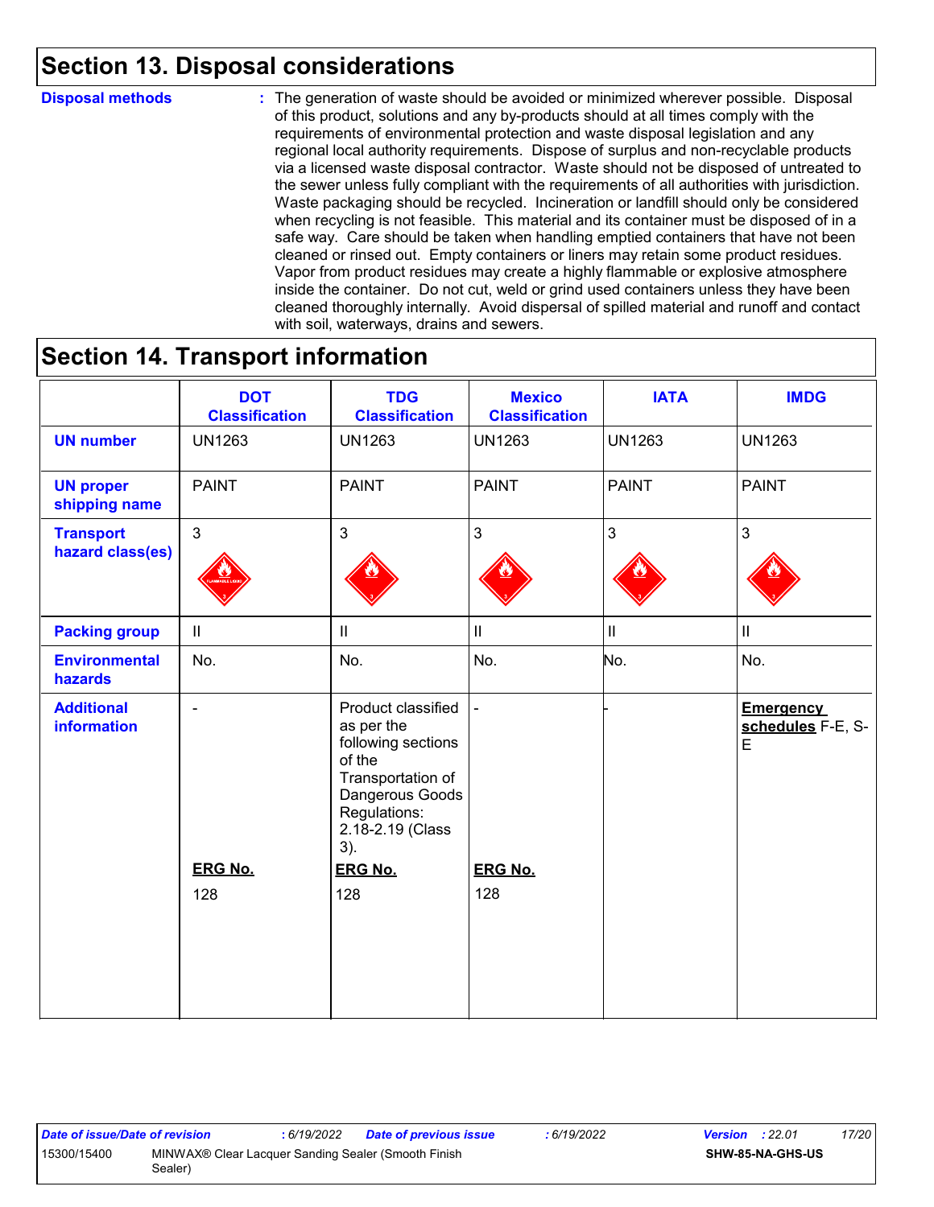## Section 13. Disposal considerations

**Disposal methods** : The generation of waste should be avoided or minimized wherever possible. Disposal of this product, solutions and any by-products should at all times comply with the requirements of environmental protection and waste disposal legislation and any regional local authority requirements. Dispose of surplus and non-recyclable products via a licensed waste disposal contractor. Waste should not be disposed of untreated to the sewer unless fully compliant with the requirements of all authorities with jurisdiction. Waste packaging should be recycled. Incineration or landfill should only be considered when recycling is not feasible. This material and its container must be disposed of in a safe way. Care should be taken when handling emptied containers that have not been cleaned or rinsed out. Empty containers or liners may retain some product residues. Vapor from product residues may create a highly flammable or explosive atmosphere inside the container. Do not cut, weld or grind used containers unless they have been cleaned thoroughly internally. Avoid dispersal of spilled material and runoff and contact with soil, waterways, drains and sewers.

## Section 14. Transport information

| | DOT Classification | TDG Classification | Mexico Classification | IATA | IMDG |
|---|---|---|---|---|---|
| **UN number** | UN1263 | UN1263 | UN1263 | UN1263 | UN1263 |
| **UN proper shipping name** | PAINT | PAINT | PAINT | PAINT | PAINT |
| **Transport hazard class(es)** | 3 | 3 | 3 | 3 | 3 |
| **Packing group** | II | II | II | II | II |
| **Environmental hazards** | No. | No. | No. | No. | No. |
| **Additional information** | - <br><br> **ERG No.** <br> 128 | Product classified as per the following sections of the Transportation of Dangerous Goods Regulations: 2.18-2.19 (Class 3). <br><br> **ERG No.** <br> 128 | - <br><br> **ERG No.** <br> 128 | - | **Emergency schedules** F-E, S-E |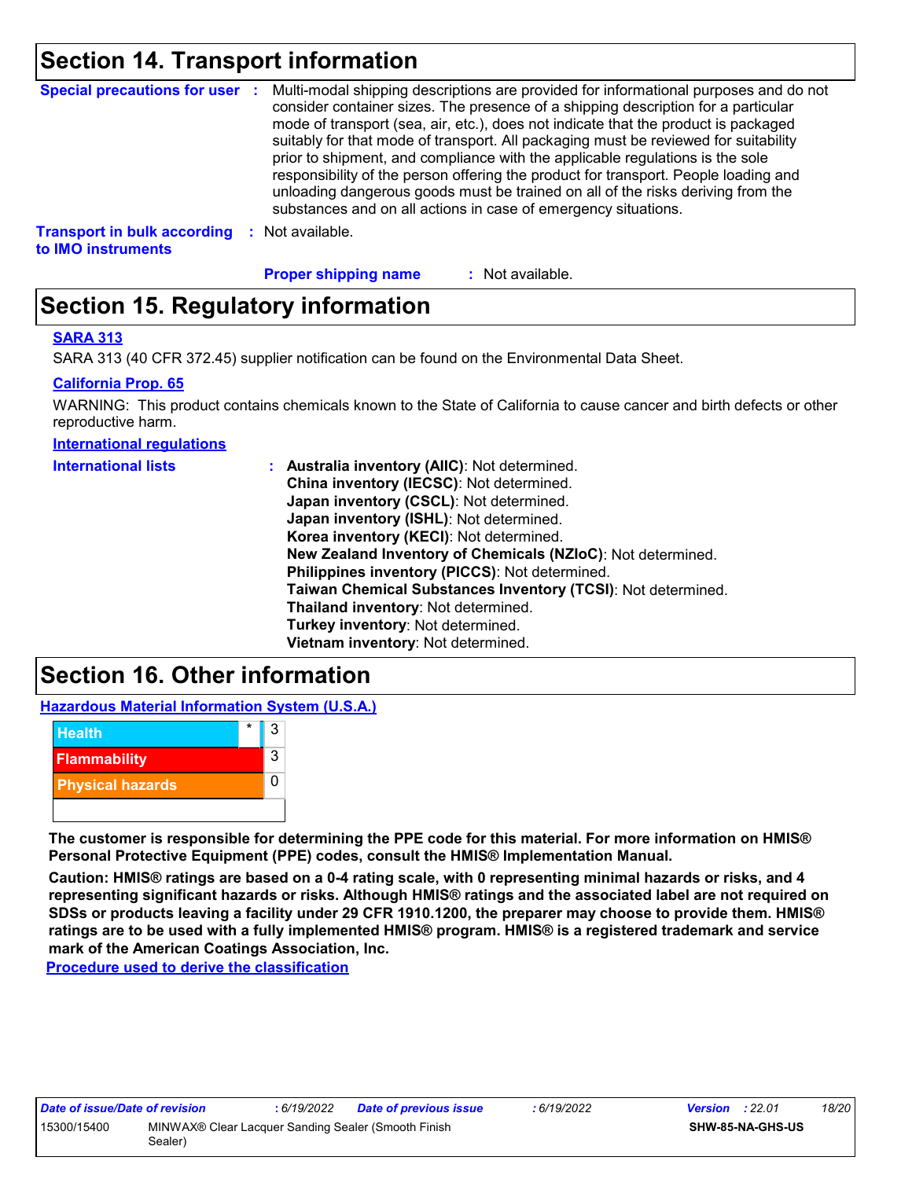## Section 14. Transport information

**Special precautions for user** : Multi-modal shipping descriptions are provided for informational purposes and do not consider container sizes. The presence of a shipping description for a particular mode of transport (sea, air, etc.), does not indicate that the product is packaged suitably for that mode of transport. All packaging must be reviewed for suitability prior to shipment, and compliance with the applicable regulations is the sole responsibility of the person offering the product for transport. People loading and unloading dangerous goods must be trained on all of the risks deriving from the substances and on all actions in case of emergency situations.

**Transport in bulk according to IMO instruments** : Not available.

**Proper shipping name** : Not available.

## Section 15. Regulatory information

**SARA 313**

SARA 313 (40 CFR 372.45) supplier notification can be found on the Environmental Data Sheet.

**California Prop. 65**

WARNING: This product contains chemicals known to the State of California to cause cancer and birth defects or other reproductive harm.

**International regulations**

**International lists** :
- **Australia inventory (AIIC)**: Not determined.
- **China inventory (IECSC)**: Not determined.
- **Japan inventory (CSCL)**: Not determined.
- **Japan inventory (ISHL)**: Not determined.
- **Korea inventory (KECI)**: Not determined.
- **New Zealand Inventory of Chemicals (NZIoC)**: Not determined.
- **Philippines inventory (PICCS)**: Not determined.
- **Taiwan Chemical Substances Inventory (TCSI)**: Not determined.
- **Thailand inventory**: Not determined.
- **Turkey inventory**: Not determined.
- **Vietnam inventory**: Not determined.

## Section 16. Other information

**Hazardous Material Information System (U.S.A.)**

| | | |
|---|---|---|
| Health | * | 3 |
| Flammability | | 3 |
| Physical hazards | | 0 |
| | | |

**The customer is responsible for determining the PPE code for this material. For more information on HMIS® Personal Protective Equipment (PPE) codes, consult the HMIS® Implementation Manual.**

**Caution: HMIS® ratings are based on a 0-4 rating scale, with 0 representing minimal hazards or risks, and 4 representing significant hazards or risks. Although HMIS® ratings and the associated label are not required on SDSs or products leaving a facility under 29 CFR 1910.1200, the preparer may choose to provide them. HMIS® ratings are to be used with a fully implemented HMIS® program. HMIS® is a registered trademark and service mark of the American Coatings Association, Inc.**

**Procedure used to derive the classification**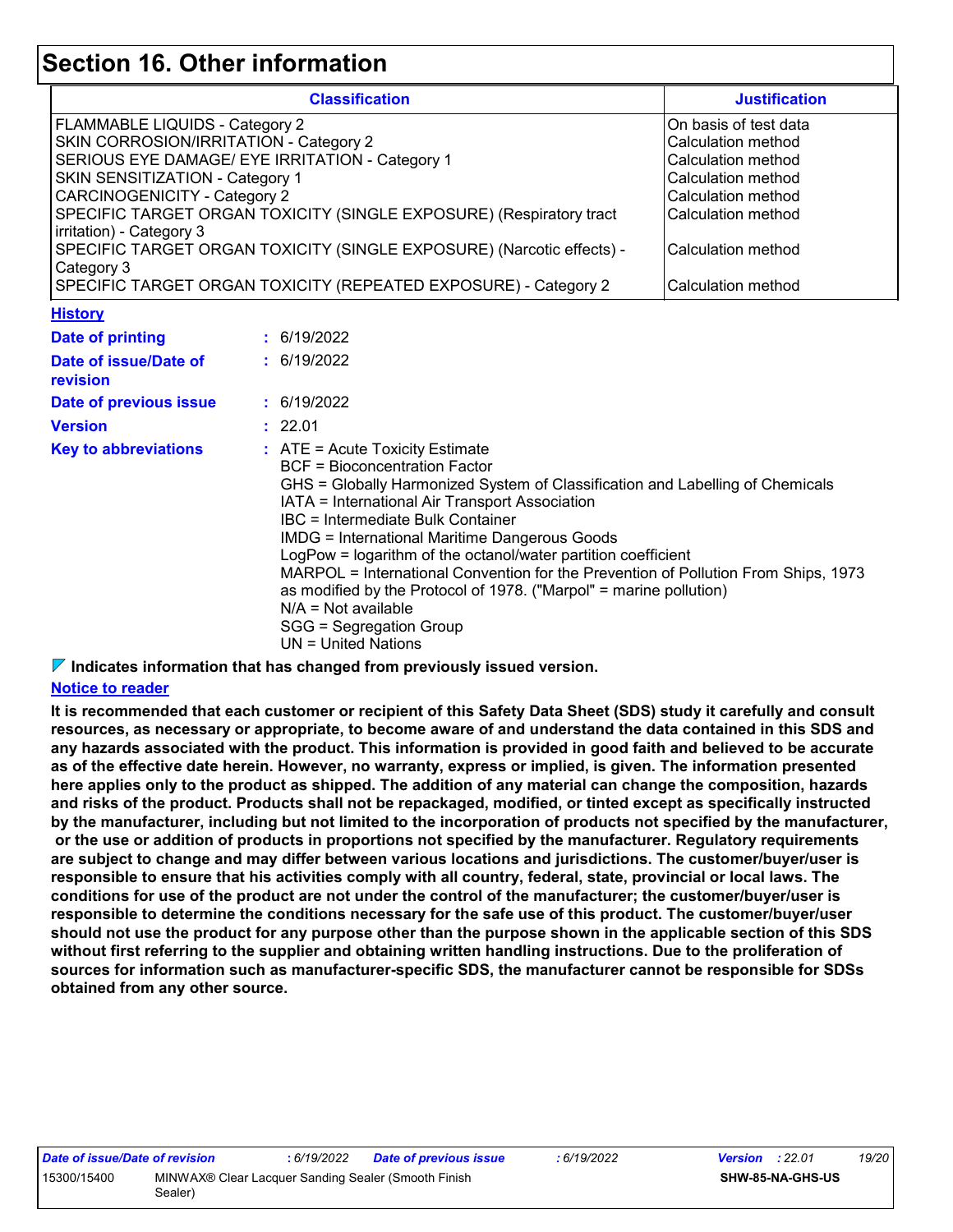# Section 16. Other information

| Classification | Justification |
| --- | --- |
| FLAMMABLE LIQUIDS - Category 2 | On basis of test data |
| SKIN CORROSION/IRRITATION - Category 2 | Calculation method |
| SERIOUS EYE DAMAGE/ EYE IRRITATION - Category 1 | Calculation method |
| SKIN SENSITIZATION - Category 1 | Calculation method |
| CARCINOGENICITY - Category 2 | Calculation method |
| SPECIFIC TARGET ORGAN TOXICITY (SINGLE EXPOSURE) (Respiratory tract irritation) - Category 3 | Calculation method |
| SPECIFIC TARGET ORGAN TOXICITY (SINGLE EXPOSURE) (Narcotic effects) - Category 3 | Calculation method |
| SPECIFIC TARGET ORGAN TOXICITY (REPEATED EXPOSURE) - Category 2 | Calculation method |

**History**

**Date of printing** : 6/19/2022

**Date of issue/Date of revision** : 6/19/2022

**Date of previous issue** : 6/19/2022

**Version** : 22.01

**Key to abbreviations** : ATE = Acute Toxicity Estimate
BCF = Bioconcentration Factor
GHS = Globally Harmonized System of Classification and Labelling of Chemicals
IATA = International Air Transport Association
IBC = Intermediate Bulk Container
IMDG = International Maritime Dangerous Goods
LogPow = logarithm of the octanol/water partition coefficient
MARPOL = International Convention for the Prevention of Pollution From Ships, 1973 as modified by the Protocol of 1978. ("Marpol" = marine pollution)
N/A = Not available
SGG = Segregation Group
UN = United Nations

**Indicates information that has changed from previously issued version.**

**Notice to reader**

**It is recommended that each customer or recipient of this Safety Data Sheet (SDS) study it carefully and consult resources, as necessary or appropriate, to become aware of and understand the data contained in this SDS and any hazards associated with the product. This information is provided in good faith and believed to be accurate as of the effective date herein. However, no warranty, express or implied, is given. The information presented here applies only to the product as shipped. The addition of any material can change the composition, hazards and risks of the product. Products shall not be repackaged, modified, or tinted except as specifically instructed by the manufacturer, including but not limited to the incorporation of products not specified by the manufacturer, or the use or addition of products in proportions not specified by the manufacturer. Regulatory requirements are subject to change and may differ between various locations and jurisdictions. The customer/buyer/user is responsible to ensure that his activities comply with all country, federal, state, provincial or local laws. The conditions for use of the product are not under the control of the manufacturer; the customer/buyer/user is responsible to determine the conditions necessary for the safe use of this product. The customer/buyer/user should not use the product for any purpose other than the purpose shown in the applicable section of this SDS without first referring to the supplier and obtaining written handling instructions. Due to the proliferation of sources for information such as manufacturer-specific SDS, the manufacturer cannot be responsible for SDSs obtained from any other source.**